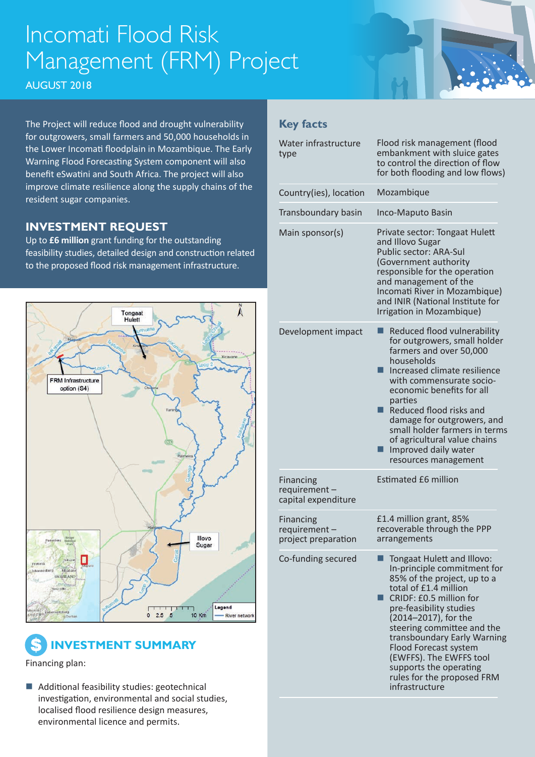# Incomati Flood Risk Management (FRM) Project

AUGUST 2018

The Project will reduce flood and drought vulnerability for outgrowers, small farmers and 50,000 households in the Lower Incomati floodplain in Mozambique. The Early Warning Flood Forecasting System component will also benefit eSwatini and South Africa. The project will also improve climate resilience along the supply chains of the resident sugar companies.

## INVESTMENT REQUEST

Up to **£6 million** grant funding for the outstanding feasibility studies, detailed design and construction related to the proposed flood risk management infrastructure.

## INVESTMENT SUMMARY

Financing plan:

- Additional feasibility studies: geotechnical investigation, environmental and social studies, localised flood resilience design measures, environmental licence and permits.

## Key facts

| | |
|---|---|
| Water infrastructure type | Flood risk management (flood embankment with sluice gates to control the direction of flow for both flooding and low flows) |
| Country(ies), location | Mozambique |
| Transboundary basin | Inco-Maputo Basin |
| Main sponsor(s) | Private sector: Tongaat Hulett and Illovo Sugar<br>Public sector: ARA-Sul (Government authority responsible for the operation and management of the Incomati River in Mozambique) and INIR (National Institute for Irrigation in Mozambique) |
| Development impact | ■ Reduced flood vulnerability for outgrowers, small holder farmers and over 50,000 households<br>■ Increased climate resilience with commensurate socio-economic benefits for all parties<br>■ Reduced flood risks and damage for outgrowers, and small holder farmers in terms of agricultural value chains<br>■ Improved daily water resources management |
| Financing requirement – capital expenditure | Estimated £6 million |
| Financing requirement – project preparation | £1.4 million grant, 85% recoverable through the PPP arrangements |
| Co-funding secured | ■ Tongaat Hulett and Illovo: In-principle commitment for 85% of the project, up to a total of £1.4 million<br>■ CRIDF: £0.5 million for pre-feasibility studies (2014–2017), for the steering committee and the transboundary Early Warning Flood Forecast system (EWFFS). The EWFFS tool supports the operating rules for the proposed FRM infrastructure |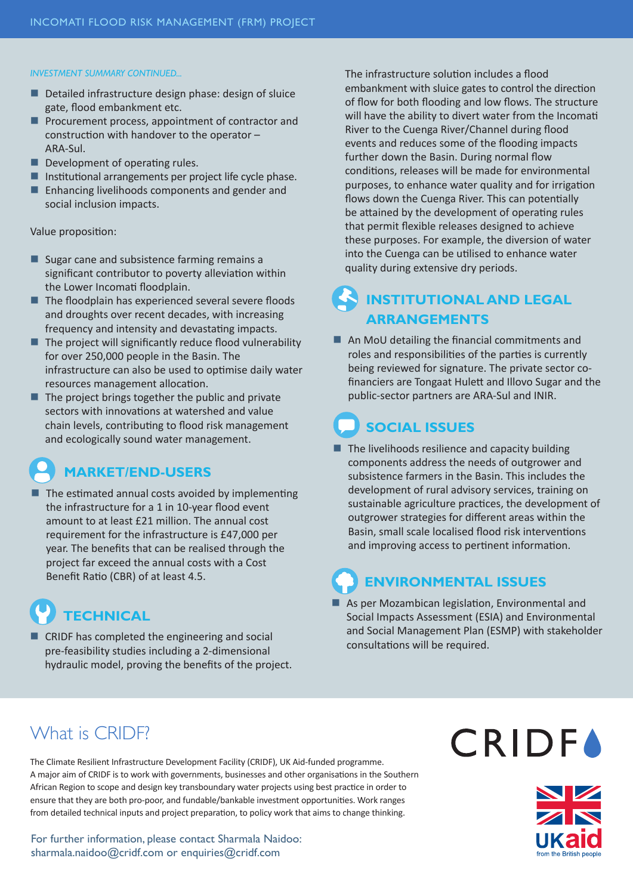*INVESTMENT SUMMARY CONTINUED...*

- Detailed infrastructure design phase: design of sluice gate, flood embankment etc.
- Procurement process, appointment of contractor and construction with handover to the operator – ARA-Sul.
- Development of operating rules.
- Institutional arrangements per project life cycle phase.
- Enhancing livelihoods components and gender and social inclusion impacts.

Value proposition:

- Sugar cane and subsistence farming remains a significant contributor to poverty alleviation within the Lower Incomati floodplain.
- The floodplain has experienced several severe floods and droughts over recent decades, with increasing frequency and intensity and devastating impacts.
- The project will significantly reduce flood vulnerability for over 250,000 people in the Basin. The infrastructure can also be used to optimise daily water resources management allocation.
- The project brings together the public and private sectors with innovations at watershed and value chain levels, contributing to flood risk management and ecologically sound water management.

## MARKET/END-USERS

- The estimated annual costs avoided by implementing the infrastructure for a 1 in 10-year flood event amount to at least £21 million. The annual cost requirement for the infrastructure is £47,000 per year. The benefits that can be realised through the project far exceed the annual costs with a Cost Benefit Ratio (CBR) of at least 4.5.

## TECHNICAL

- CRIDF has completed the engineering and social pre-feasibility studies including a 2-dimensional hydraulic model, proving the benefits of the project.

The infrastructure solution includes a flood embankment with sluice gates to control the direction of flow for both flooding and low flows. The structure will have the ability to divert water from the Incomati River to the Cuenga River/Channel during flood events and reduces some of the flooding impacts further down the Basin. During normal flow conditions, releases will be made for environmental purposes, to enhance water quality and for irrigation flows down the Cuenga River. This can potentially be attained by the development of operating rules that permit flexible releases designed to achieve these purposes. For example, the diversion of water into the Cuenga can be utilised to enhance water quality during extensive dry periods.

## INSTITUTIONAL AND LEGAL ARRANGEMENTS

- An MoU detailing the financial commitments and roles and responsibilities of the parties is currently being reviewed for signature. The private sector co-financiers are Tongaat Hulett and Illovo Sugar and the public-sector partners are ARA-Sul and INIR.

## SOCIAL ISSUES

- The livelihoods resilience and capacity building components address the needs of outgrower and subsistence farmers in the Basin. This includes the development of rural advisory services, training on sustainable agriculture practices, the development of outgrower strategies for different areas within the Basin, small scale localised flood risk interventions and improving access to pertinent information.

## ENVIRONMENTAL ISSUES

- As per Mozambican legislation, Environmental and Social Impacts Assessment (ESIA) and Environmental and Social Management Plan (ESMP) with stakeholder consultations will be required.

# What is CRIDF?

The Climate Resilient Infrastructure Development Facility (CRIDF), UK Aid-funded programme. A major aim of CRIDF is to work with governments, businesses and other organisations in the Southern African Region to scope and design key transboundary water projects using best practice in order to ensure that they are both pro-poor, and fundable/bankable investment opportunities. Work ranges from detailed technical inputs and project preparation, to policy work that aims to change thinking.

For further information, please contact Sharmala Naidoo:
sharmala.naidoo@cridf.com or enquiries@cridf.com

CRIDF

UKaid
from the British people